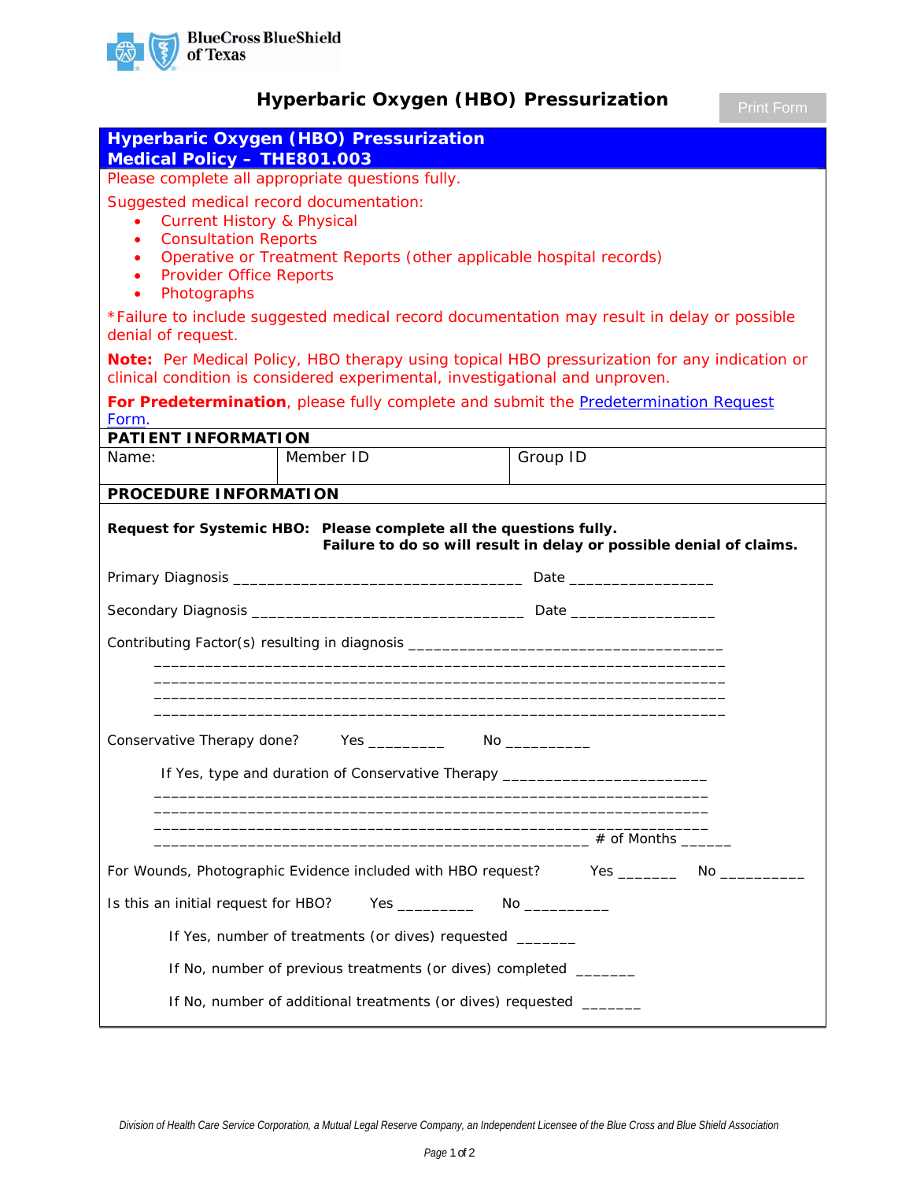BlueCross BlueShield of Texas

# Hyperbaric Oxygen (HBO) Pressurization

Print Form

## Hyperbaric Oxygen (HBO) Pressurization
## Medical Policy – THE801.003

Please complete all appropriate questions fully.

Suggested medical record documentation:

- Current History & Physical
- Consultation Reports
- Operative or Treatment Reports (other applicable hospital records)
- Provider Office Reports
- Photographs

*Failure to include suggested medical record documentation may result in delay or possible denial of request.

**Note:** Per Medical Policy, HBO therapy using topical HBO pressurization for any indication or clinical condition is considered experimental, investigational and unproven.

**For Predetermination**, please fully complete and submit the Predetermination Request Form.

**PATIENT INFORMATION**

| Name: | Member ID | Group ID |
|---|---|---|
| | | |

**PROCEDURE INFORMATION**

**Request for Systemic HBO: Please complete all the questions fully. Failure to do so will result in delay or possible denial of claims.**

Primary Diagnosis __________________________________ Date ________________

Secondary Diagnosis ________________________________ Date ________________

Contributing Factor(s) resulting in diagnosis ____________________________________
____________________________________________________________________
____________________________________________________________________
____________________________________________________________________
____________________________________________________________________

Conservative Therapy done? Yes _________ No __________

If Yes, type and duration of Conservative Therapy ________________________
____________________________________________________________________
____________________________________________________________________
____________________________________________________________________
___________________________________________________ # of Months ______

For Wounds, Photographic Evidence included with HBO request? Yes _______ No __________

Is this an initial request for HBO? Yes _________ No __________

If Yes, number of treatments (or dives) requested _______

If No, number of previous treatments (or dives) completed _______

If No, number of additional treatments (or dives) requested _______

*Division of Health Care Service Corporation, a Mutual Legal Reserve Company, an Independent Licensee of the Blue Cross and Blue Shield Association*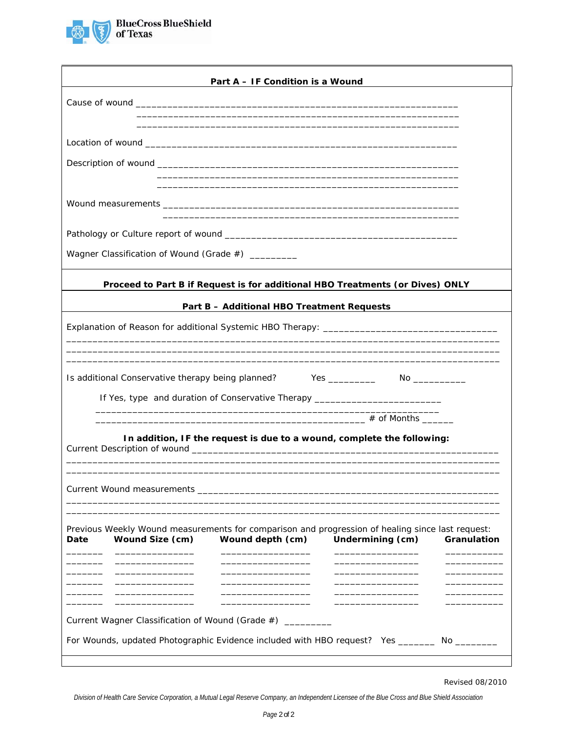BlueCross BlueShield of Texas

## Part A – IF Condition is a Wound

Cause of wound ______________________________________________________________
______________________________________________________________
______________________________________________________________

Location of wound ____________________________________________________________

Description of wound __________________________________________________________
__________________________________________________________
__________________________________________________________

Wound measurements __________________________________________________________
__________________________________________________________

Pathology or Culture report of wound ____________________________________________

Wagner Classification of Wound (Grade #) _________

**Proceed to Part B if Request is for additional HBO Treatments (or Dives) ONLY**

## Part B – Additional HBO Treatment Requests

Explanation of Reason for additional Systemic HBO Therapy: ________________________________
_____________________________________________________________________________
_____________________________________________________________________________
_____________________________________________________________________________

Is additional Conservative therapy being planned? Yes _________ No __________

If Yes, type and duration of Conservative Therapy ________________________
_____________________________________________________________
__________________________________________________ # of Months ______

**In addition, IF the request is due to a wound, complete the following:**

Current Description of wound __________________________________________________________
_____________________________________________________________________________
_____________________________________________________________________________

Current Wound measurements __________________________________________________________
_____________________________________________________________________________
_____________________________________________________________________________

Previous Weekly Wound measurements for comparison and progression of healing since last request:

| **Date** | **Wound Size (cm)** | **Wound depth (cm)** | **Undermining (cm)** | **Granulation** |
|---|---|---|---|---|
| _______ | ______________ | ________________ | _______________ | __________ |
| _______ | ______________ | ________________ | _______________ | __________ |
| _______ | ______________ | ________________ | _______________ | __________ |
| _______ | ______________ | ________________ | _______________ | __________ |
| _______ | ______________ | ________________ | _______________ | __________ |
| _______ | ______________ | ________________ | _______________ | __________ |

Current Wagner Classification of Wound (Grade #) _________

For Wounds, updated Photographic Evidence included with HBO request? Yes _______ No ________

Revised 08/2010

*Division of Health Care Service Corporation, a Mutual Legal Reserve Company, an Independent Licensee of the Blue Cross and Blue Shield Association*